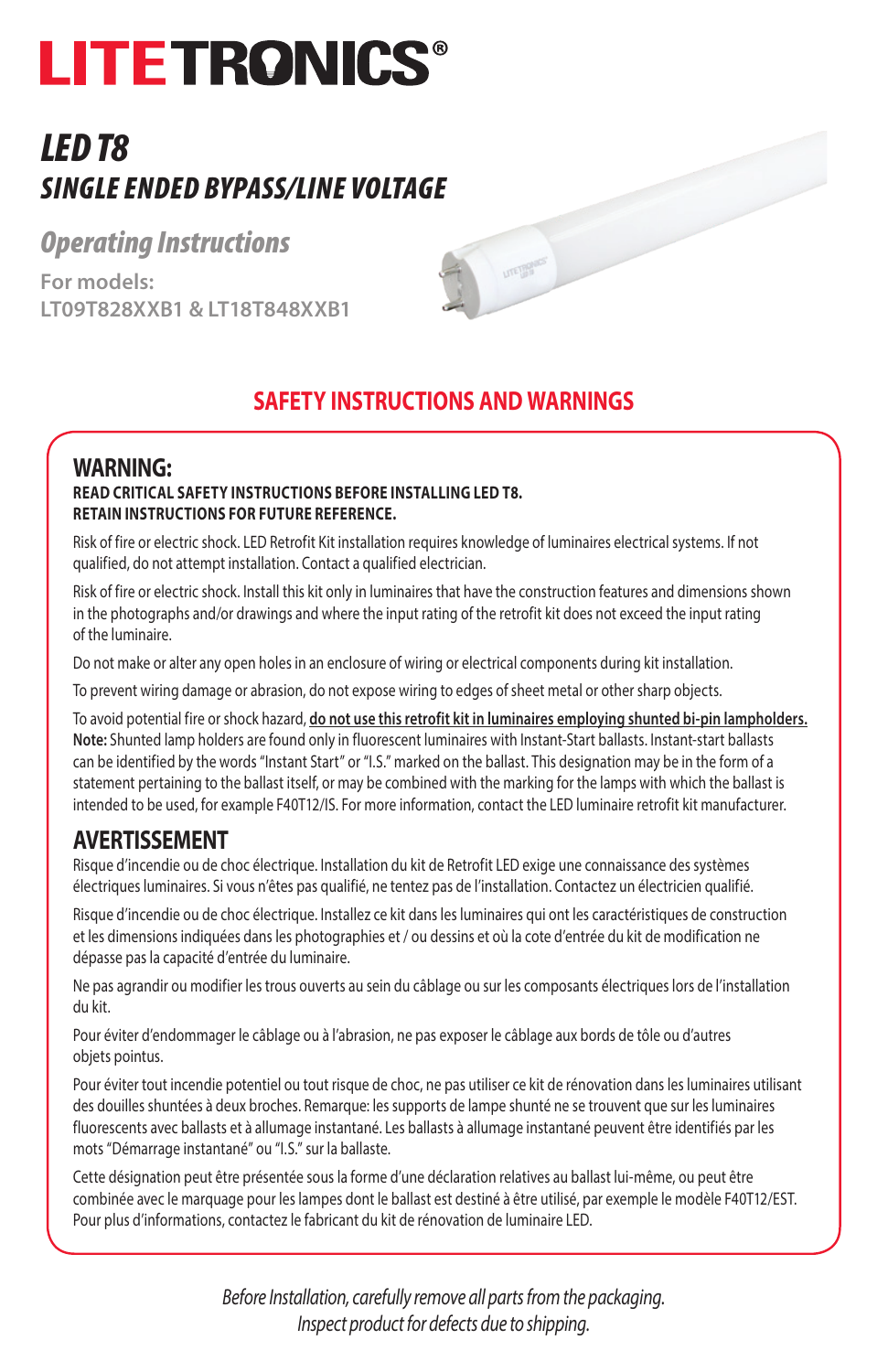# LITETRONICS®

## *LED T8*
## *SINGLE ENDED BYPASS/LINE VOLTAGE*

### *Operating Instructions*

**For models:**
**LT09T828XXB1 & LT18T848XXB1**

## SAFETY INSTRUCTIONS AND WARNINGS

### WARNING:

**READ CRITICAL SAFETY INSTRUCTIONS BEFORE INSTALLING LED T8.**
**RETAIN INSTRUCTIONS FOR FUTURE REFERENCE.**

Risk of fire or electric shock. LED Retrofit Kit installation requires knowledge of luminaires electrical systems. If not qualified, do not attempt installation. Contact a qualified electrician.

Risk of fire or electric shock. Install this kit only in luminaires that have the construction features and dimensions shown in the photographs and/or drawings and where the input rating of the retrofit kit does not exceed the input rating of the luminaire.

Do not make or alter any open holes in an enclosure of wiring or electrical components during kit installation.

To prevent wiring damage or abrasion, do not expose wiring to edges of sheet metal or other sharp objects.

To avoid potential fire or shock hazard, **do not use this retrofit kit in luminaires employing shunted bi-pin lampholders.** **Note:** Shunted lamp holders are found only in fluorescent luminaires with Instant-Start ballasts. Instant-start ballasts can be identified by the words "Instant Start" or "I.S." marked on the ballast. This designation may be in the form of a statement pertaining to the ballast itself, or may be combined with the marking for the lamps with which the ballast is intended to be used, for example F40T12/IS. For more information, contact the LED luminaire retrofit kit manufacturer.

### AVERTISSEMENT

Risque d'incendie ou de choc électrique. Installation du kit de Retrofit LED exige une connaissance des systèmes électriques luminaires. Si vous n'êtes pas qualifié, ne tentez pas de l'installation. Contactez un électricien qualifié.

Risque d'incendie ou de choc électrique. Installez ce kit dans les luminaires qui ont les caractéristiques de construction et les dimensions indiquées dans les photographies et / ou dessins et où la cote d'entrée du kit de modification ne dépasse pas la capacité d'entrée du luminaire.

Ne pas agrandir ou modifier les trous ouverts au sein du câblage ou sur les composants électriques lors de l'installation du kit.

Pour éviter d'endommager le câblage ou à l'abrasion, ne pas exposer le câblage aux bords de tôle ou d'autres objets pointus.

Pour éviter tout incendie potentiel ou tout risque de choc, ne pas utiliser ce kit de rénovation dans les luminaires utilisant des douilles shuntées à deux broches. Remarque: les supports de lampe shunté ne se trouvent que sur les luminaires fluorescents avec ballasts et à allumage instantané. Les ballasts à allumage instantané peuvent être identifiés par les mots "Démarrage instantané" ou "I.S." sur la ballaste.

Cette désignation peut être présentée sous la forme d'une déclaration relatives au ballast lui-même, ou peut être combinée avec le marquage pour les lampes dont le ballast est destiné à être utilisé, par exemple le modèle F40T12/EST. Pour plus d'informations, contactez le fabricant du kit de rénovation de luminaire LED.

*Before Installation, carefully remove all parts from the packaging.*
*Inspect product for defects due to shipping.*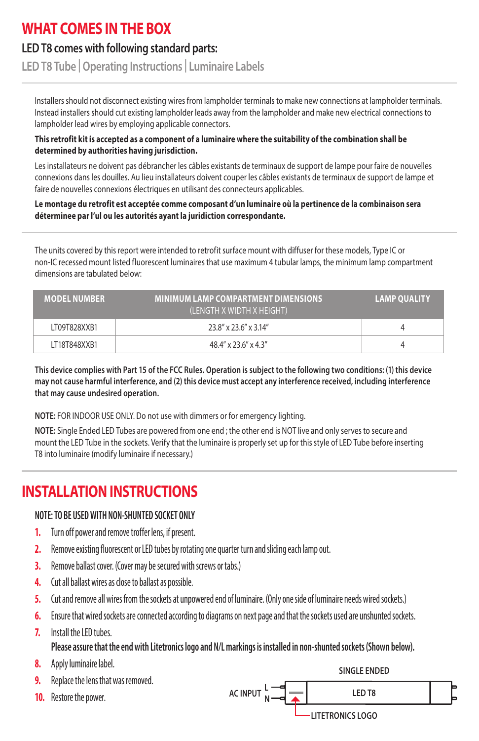# WHAT COMES IN THE BOX

## LED T8 comes with following standard parts:

LED T8 Tube | Operating Instructions | Luminaire Labels

---

Installers should not disconnect existing wires from lampholder terminals to make new connections at lampholder terminals. Instead installers should cut existing lampholder leads away from the lampholder and make new electrical connections to lampholder lead wires by employing applicable connectors.

**This retrofit kit is accepted as a component of a luminaire where the suitability of the combination shall be determined by authorities having jurisdiction.**

Les installateurs ne doivent pas débrancher les câbles existants de terminaux de support de lampe pour faire de nouvelles connexions dans les douilles. Au lieu installateurs doivent couper les câbles existants de terminaux de support de lampe et faire de nouvelles connexions électriques en utilisant des connecteurs applicables.

**Le montage du retrofit est acceptée comme composant d'un luminaire où la pertinence de la combinaison sera déterminee par l'ul ou les autorités ayant la juridiction correspondante.**

---

The units covered by this report were intended to retrofit surface mount with diffuser for these models, Type IC or non-IC recessed mount listed fluorescent luminaires that use maximum 4 tubular lamps, the minimum lamp compartment dimensions are tabulated below:

| MODEL NUMBER | MINIMUM LAMP COMPARTMENT DIMENSIONS (LENGTH X WIDTH X HEIGHT) | LAMP QUALITY |
|---|---|---|
| LT09T828XXB1 | 23.8" x 23.6" x 3.14" | 4 |
| LT18T848XXB1 | 48.4" x 23.6" x 4.3" | 4 |

**This device complies with Part 15 of the FCC Rules. Operation is subject to the following two conditions: (1) this device may not cause harmful interference, and (2) this device must accept any interference received, including interference that may cause undesired operation.**

**NOTE:** FOR INDOOR USE ONLY. Do not use with dimmers or for emergency lighting.

**NOTE:** Single Ended LED Tubes are powered from one end ; the other end is NOT live and only serves to secure and mount the LED Tube in the sockets. Verify that the luminaire is properly set up for this style of LED Tube before inserting T8 into luminaire (modify luminaire if necessary.)

---

# INSTALLATION INSTRUCTIONS

NOTE: TO BE USED WITH NON-SHUNTED SOCKET ONLY

1. Turn off power and remove troffer lens, if present.
2. Remove existing fluorescent or LED tubes by rotating one quarter turn and sliding each lamp out.
3. Remove ballast cover. (Cover may be secured with screws or tabs.)
4. Cut all ballast wires as close to ballast as possible.
5. Cut and remove all wires from the sockets at unpowered end of luminaire. (Only one side of luminaire needs wired sockets.)
6. Ensure that wired sockets are connected according to diagrams on next page and that the sockets used are unshunted sockets.
7. Install the LED tubes.
   **Please assure that the end with Litetronics logo and N/L markings is installed in non-shunted sockets (Shown below).**
8. Apply luminaire label.
9. Replace the lens that was removed.
10. Restore the power.

SINGLE ENDED

AC INPUT L N — LED T8

LITETRONICS LOGO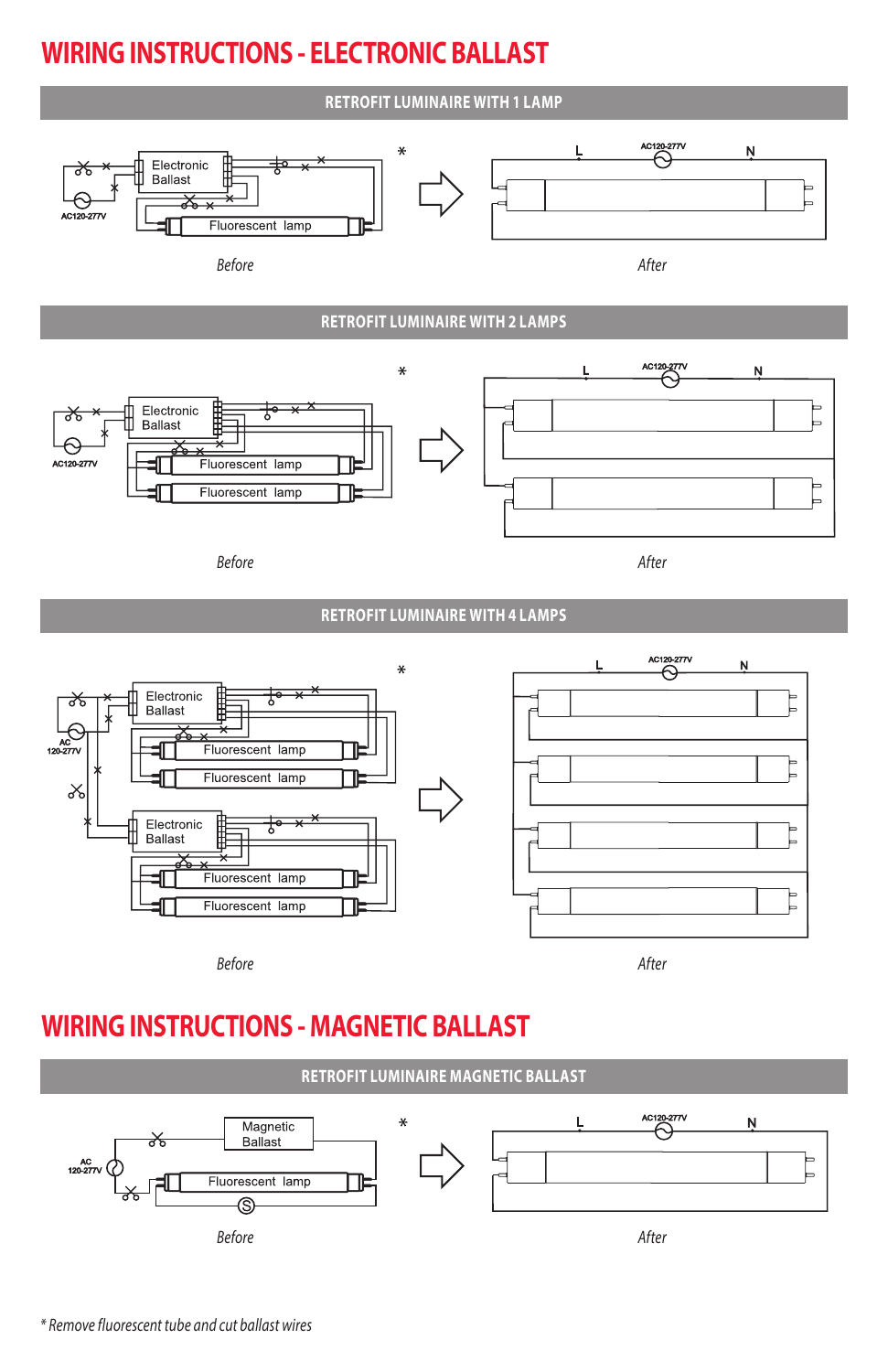# WIRING INSTRUCTIONS - ELECTRONIC BALLAST

## RETROFIT LUMINAIRE WITH 1 LAMP

Electronic Ballast

Fluorescent lamp

AC120-277V

*

L AC120-277V N

*Before*

*After*

## RETROFIT LUMINAIRE WITH 2 LAMPS

Electronic Ballast

Fluorescent lamp

Fluorescent lamp

AC120-277V

*

L AC120-277V N

*Before*

*After*

## RETROFIT LUMINAIRE WITH 4 LAMPS

Electronic Ballast

Fluorescent lamp

Fluorescent lamp

AC 120-277V

Electronic Ballast

Fluorescent lamp

Fluorescent lamp

*

L AC120-277V N

*Before*

*After*

# WIRING INSTRUCTIONS - MAGNETIC BALLAST

## RETROFIT LUMINAIRE MAGNETIC BALLAST

Magnetic Ballast

AC 120-277V

Fluorescent lamp

S

*

L AC120-277V N

*Before*

*After*

*\* Remove fluorescent tube and cut ballast wires*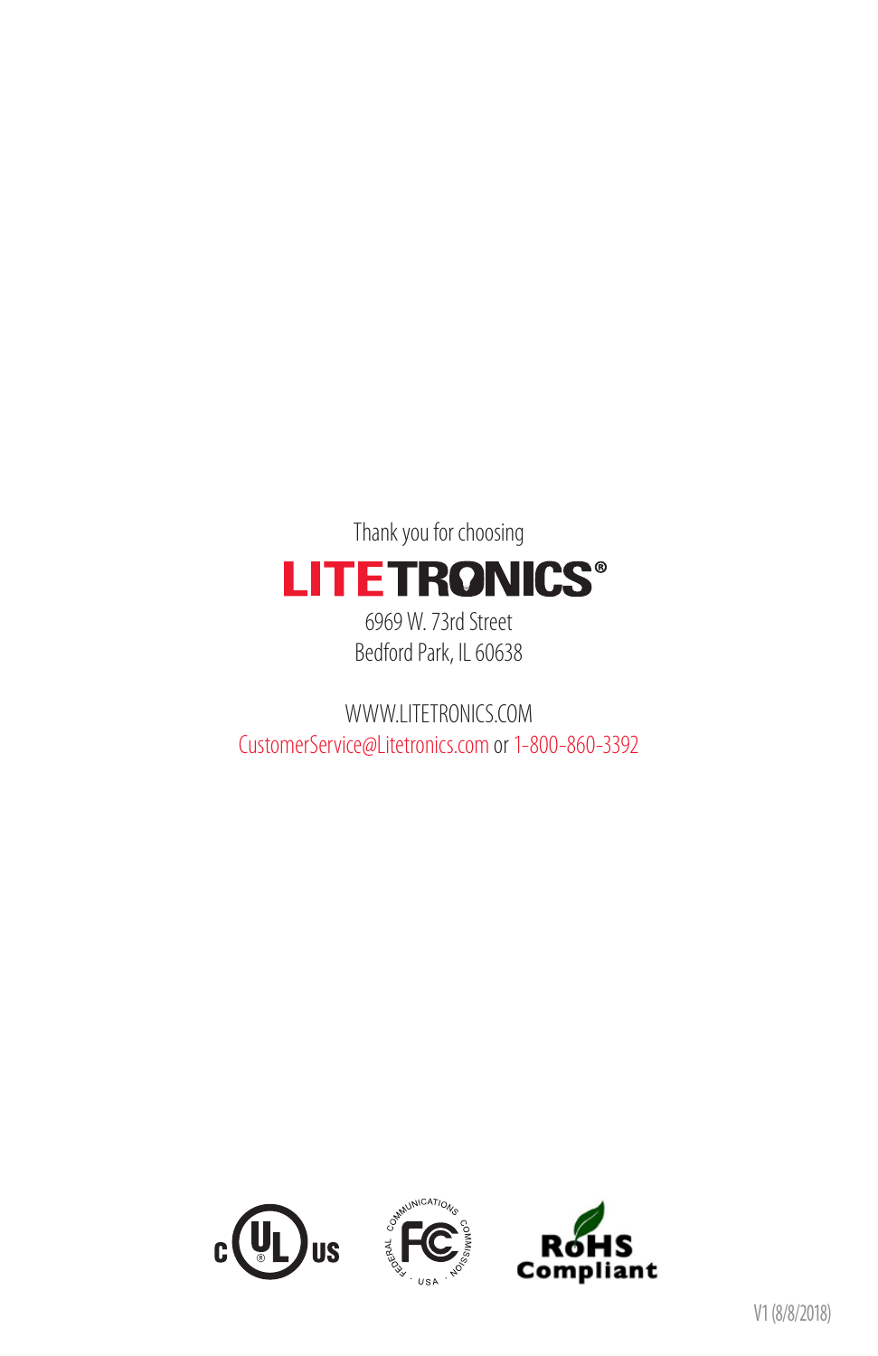Thank you for choosing

LITETRONICS®

6969 W. 73rd Street
Bedford Park, IL 60638

WWW.LITETRONICS.COM
CustomerService@Litetronics.com or 1-800-860-3392

V1 (8/8/2018)